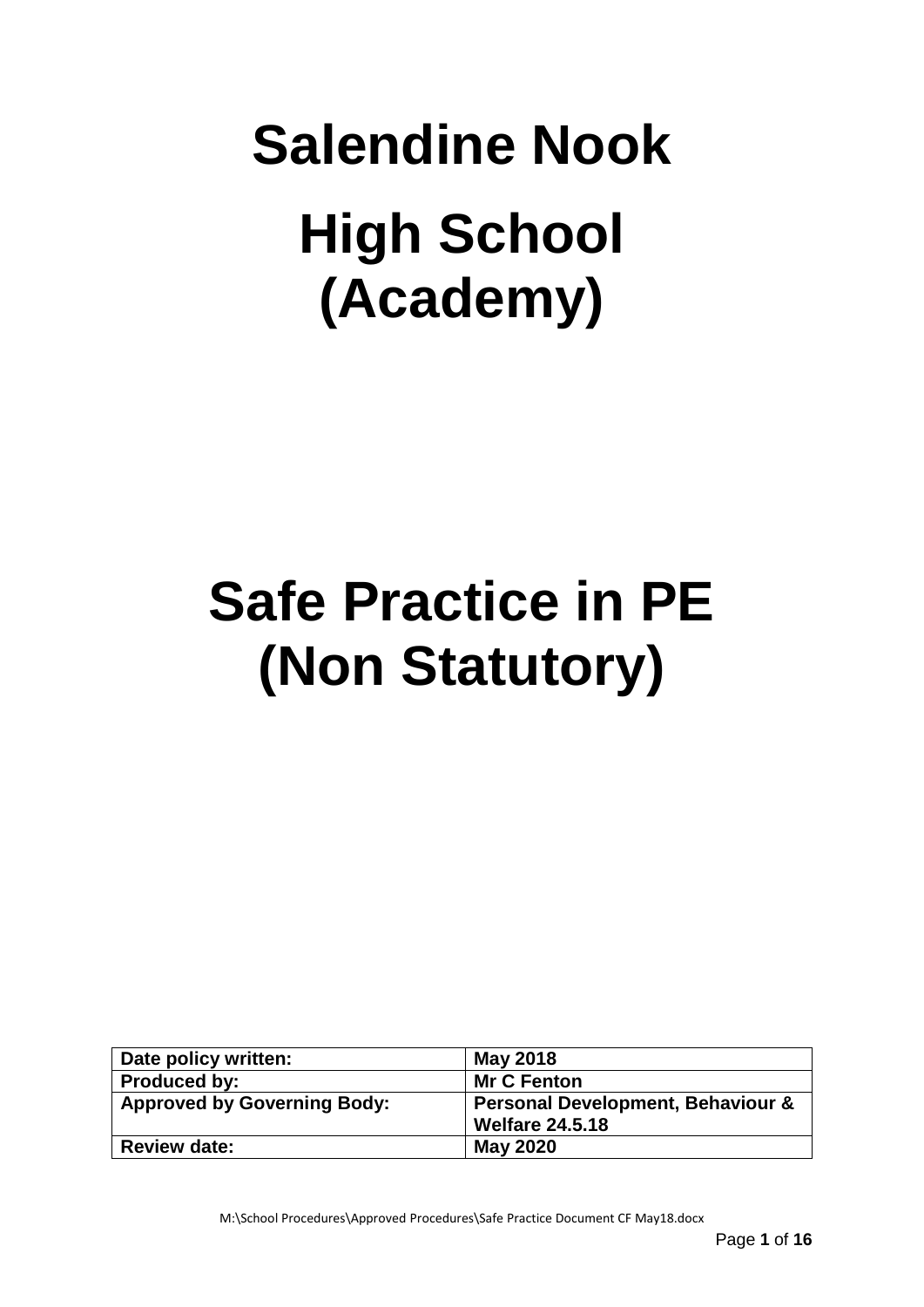# Salendine Nook

# High School (Academy)

# Safe Practice in PE (Non Statutory)

| Date policy written: | May 2018 |
|---|---|
| Produced by: | Mr C Fenton |
| Approved by Governing Body: | Personal Development, Behaviour & Welfare 24.5.18 |
| Review date: | May 2020 |

M:\School Procedures\Approved Procedures\Safe Practice Document CF May18.docx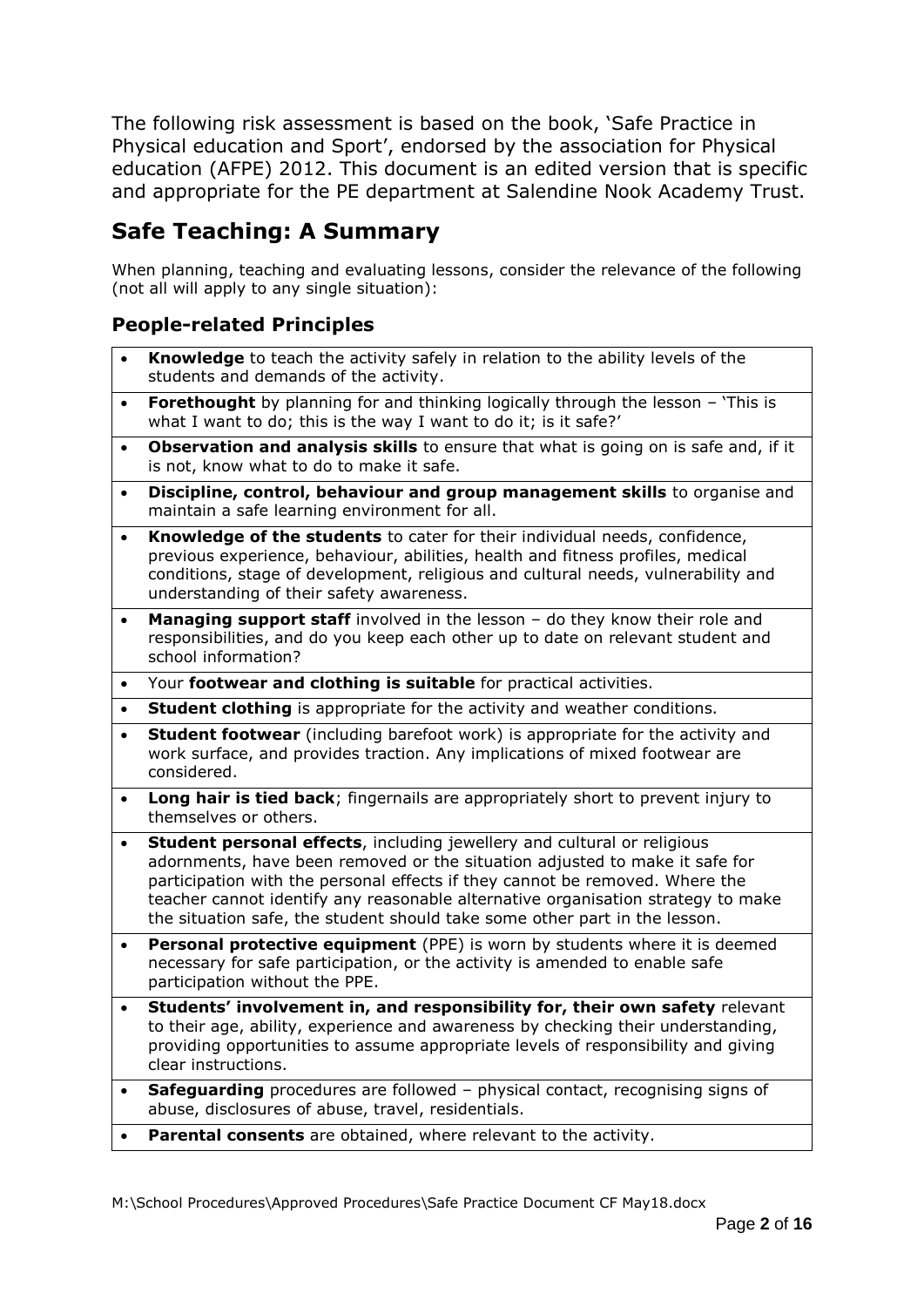The following risk assessment is based on the book, 'Safe Practice in Physical education and Sport', endorsed by the association for Physical education (AFPE) 2012. This document is an edited version that is specific and appropriate for the PE department at Salendine Nook Academy Trust.

## Safe Teaching: A Summary

When planning, teaching and evaluating lessons, consider the relevance of the following (not all will apply to any single situation):

### People-related Principles

- **Knowledge** to teach the activity safely in relation to the ability levels of the students and demands of the activity.
- **Forethought** by planning for and thinking logically through the lesson – 'This is what I want to do; this is the way I want to do it; is it safe?'
- **Observation and analysis skills** to ensure that what is going on is safe and, if it is not, know what to do to make it safe.
- **Discipline, control, behaviour and group management skills** to organise and maintain a safe learning environment for all.
- **Knowledge of the students** to cater for their individual needs, confidence, previous experience, behaviour, abilities, health and fitness profiles, medical conditions, stage of development, religious and cultural needs, vulnerability and understanding of their safety awareness.
- **Managing support staff** involved in the lesson – do they know their role and responsibilities, and do you keep each other up to date on relevant student and school information?
- Your **footwear and clothing is suitable** for practical activities.
- **Student clothing** is appropriate for the activity and weather conditions.
- **Student footwear** (including barefoot work) is appropriate for the activity and work surface, and provides traction. Any implications of mixed footwear are considered.
- **Long hair is tied back**; fingernails are appropriately short to prevent injury to themselves or others.
- **Student personal effects**, including jewellery and cultural or religious adornments, have been removed or the situation adjusted to make it safe for participation with the personal effects if they cannot be removed. Where the teacher cannot identify any reasonable alternative organisation strategy to make the situation safe, the student should take some other part in the lesson.
- **Personal protective equipment** (PPE) is worn by students where it is deemed necessary for safe participation, or the activity is amended to enable safe participation without the PPE.
- **Students' involvement in, and responsibility for, their own safety** relevant to their age, ability, experience and awareness by checking their understanding, providing opportunities to assume appropriate levels of responsibility and giving clear instructions.
- **Safeguarding** procedures are followed – physical contact, recognising signs of abuse, disclosures of abuse, travel, residentials.
- **Parental consents** are obtained, where relevant to the activity.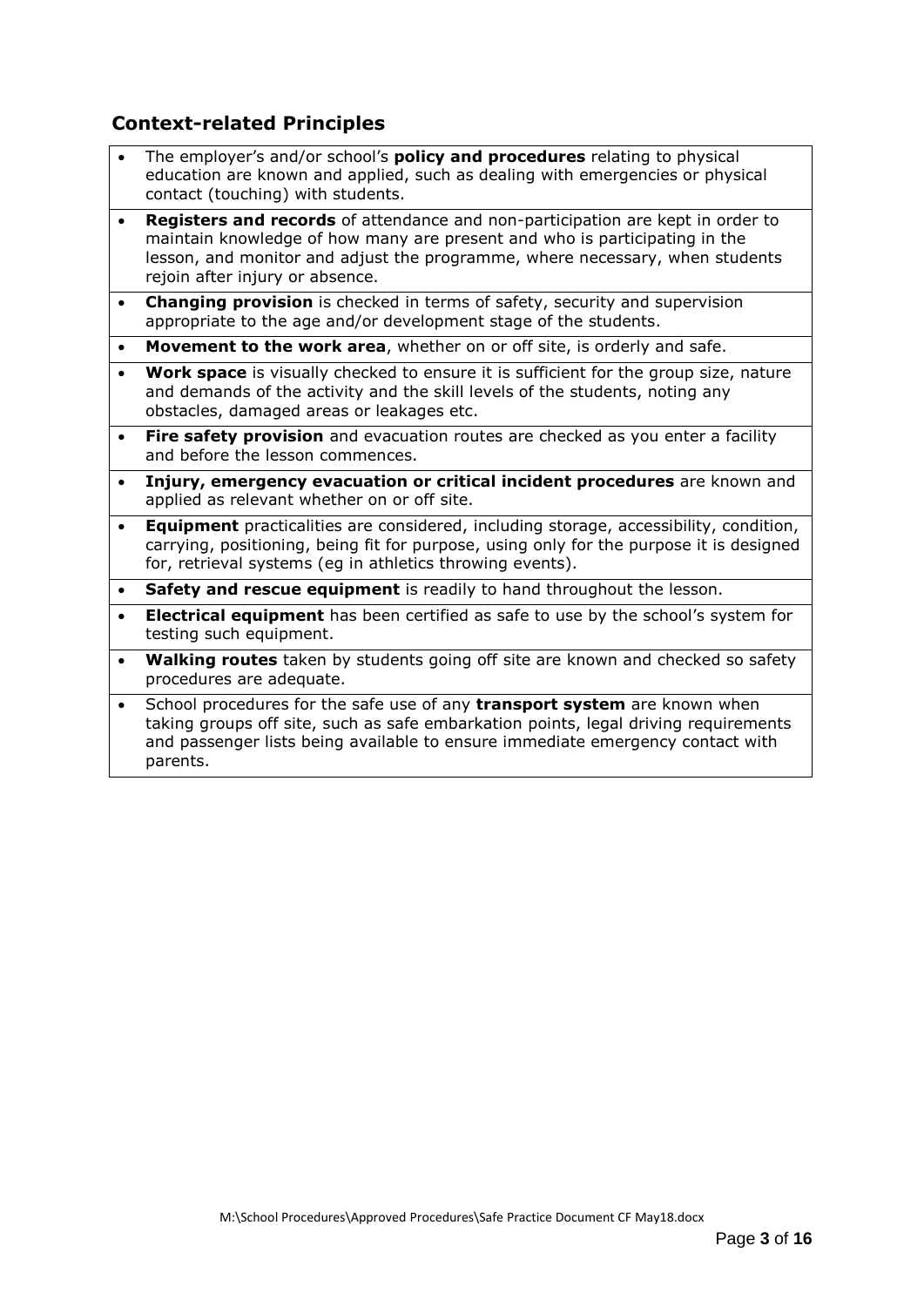## Context-related Principles

- The employer's and/or school's **policy and procedures** relating to physical education are known and applied, such as dealing with emergencies or physical contact (touching) with students.
- **Registers and records** of attendance and non-participation are kept in order to maintain knowledge of how many are present and who is participating in the lesson, and monitor and adjust the programme, where necessary, when students rejoin after injury or absence.
- **Changing provision** is checked in terms of safety, security and supervision appropriate to the age and/or development stage of the students.
- **Movement to the work area**, whether on or off site, is orderly and safe.
- **Work space** is visually checked to ensure it is sufficient for the group size, nature and demands of the activity and the skill levels of the students, noting any obstacles, damaged areas or leakages etc.
- **Fire safety provision** and evacuation routes are checked as you enter a facility and before the lesson commences.
- **Injury, emergency evacuation or critical incident procedures** are known and applied as relevant whether on or off site.
- **Equipment** practicalities are considered, including storage, accessibility, condition, carrying, positioning, being fit for purpose, using only for the purpose it is designed for, retrieval systems (eg in athletics throwing events).
- **Safety and rescue equipment** is readily to hand throughout the lesson.
- **Electrical equipment** has been certified as safe to use by the school's system for testing such equipment.
- **Walking routes** taken by students going off site are known and checked so safety procedures are adequate.
- School procedures for the safe use of any **transport system** are known when taking groups off site, such as safe embarkation points, legal driving requirements and passenger lists being available to ensure immediate emergency contact with parents.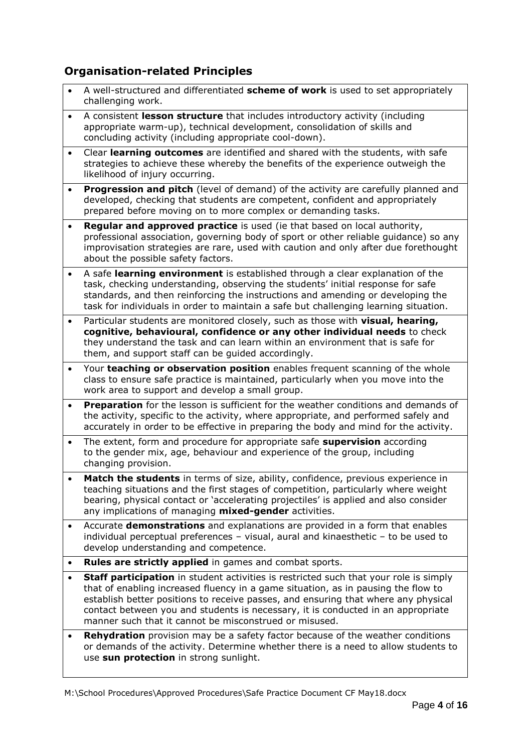## Organisation-related Principles

- A well-structured and differentiated **scheme of work** is used to set appropriately challenging work.
- A consistent **lesson structure** that includes introductory activity (including appropriate warm-up), technical development, consolidation of skills and concluding activity (including appropriate cool-down).
- Clear **learning outcomes** are identified and shared with the students, with safe strategies to achieve these whereby the benefits of the experience outweigh the likelihood of injury occurring.
- **Progression and pitch** (level of demand) of the activity are carefully planned and developed, checking that students are competent, confident and appropriately prepared before moving on to more complex or demanding tasks.
- **Regular and approved practice** is used (ie that based on local authority, professional association, governing body of sport or other reliable guidance) so any improvisation strategies are rare, used with caution and only after due forethought about the possible safety factors.
- A safe **learning environment** is established through a clear explanation of the task, checking understanding, observing the students' initial response for safe standards, and then reinforcing the instructions and amending or developing the task for individuals in order to maintain a safe but challenging learning situation.
- Particular students are monitored closely, such as those with **visual, hearing, cognitive, behavioural, confidence or any other individual needs** to check they understand the task and can learn within an environment that is safe for them, and support staff can be guided accordingly.
- Your **teaching or observation position** enables frequent scanning of the whole class to ensure safe practice is maintained, particularly when you move into the work area to support and develop a small group.
- **Preparation** for the lesson is sufficient for the weather conditions and demands of the activity, specific to the activity, where appropriate, and performed safely and accurately in order to be effective in preparing the body and mind for the activity.
- The extent, form and procedure for appropriate safe **supervision** according to the gender mix, age, behaviour and experience of the group, including changing provision.
- **Match the students** in terms of size, ability, confidence, previous experience in teaching situations and the first stages of competition, particularly where weight bearing, physical contact or 'accelerating projectiles' is applied and also consider any implications of managing **mixed-gender** activities.
- Accurate **demonstrations** and explanations are provided in a form that enables individual perceptual preferences – visual, aural and kinaesthetic – to be used to develop understanding and competence.
- **Rules are strictly applied** in games and combat sports.
- **Staff participation** in student activities is restricted such that your role is simply that of enabling increased fluency in a game situation, as in pausing the flow to establish better positions to receive passes, and ensuring that where any physical contact between you and students is necessary, it is conducted in an appropriate manner such that it cannot be misconstrued or misused.
- **Rehydration** provision may be a safety factor because of the weather conditions or demands of the activity. Determine whether there is a need to allow students to use **sun protection** in strong sunlight.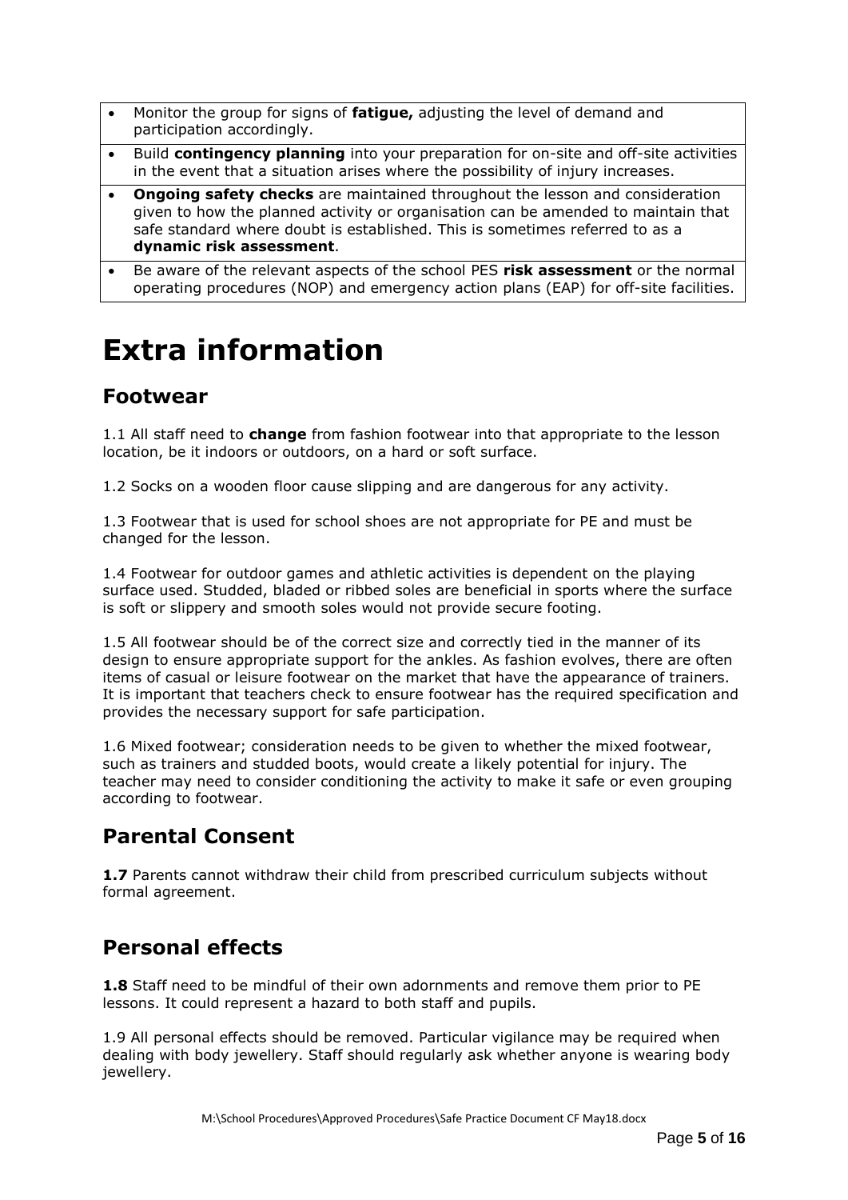- Monitor the group for signs of **fatigue,** adjusting the level of demand and participation accordingly.
- Build **contingency planning** into your preparation for on-site and off-site activities in the event that a situation arises where the possibility of injury increases.
- **Ongoing safety checks** are maintained throughout the lesson and consideration given to how the planned activity or organisation can be amended to maintain that safe standard where doubt is established. This is sometimes referred to as a **dynamic risk assessment**.
- Be aware of the relevant aspects of the school PES **risk assessment** or the normal operating procedures (NOP) and emergency action plans (EAP) for off-site facilities.

# Extra information

## Footwear

1.1 All staff need to **change** from fashion footwear into that appropriate to the lesson location, be it indoors or outdoors, on a hard or soft surface.

1.2 Socks on a wooden floor cause slipping and are dangerous for any activity.

1.3 Footwear that is used for school shoes are not appropriate for PE and must be changed for the lesson.

1.4 Footwear for outdoor games and athletic activities is dependent on the playing surface used. Studded, bladed or ribbed soles are beneficial in sports where the surface is soft or slippery and smooth soles would not provide secure footing.

1.5 All footwear should be of the correct size and correctly tied in the manner of its design to ensure appropriate support for the ankles. As fashion evolves, there are often items of casual or leisure footwear on the market that have the appearance of trainers. It is important that teachers check to ensure footwear has the required specification and provides the necessary support for safe participation.

1.6 Mixed footwear; consideration needs to be given to whether the mixed footwear, such as trainers and studded boots, would create a likely potential for injury. The teacher may need to consider conditioning the activity to make it safe or even grouping according to footwear.

## Parental Consent

**1.7** Parents cannot withdraw their child from prescribed curriculum subjects without formal agreement.

## Personal effects

**1.8** Staff need to be mindful of their own adornments and remove them prior to PE lessons. It could represent a hazard to both staff and pupils.

1.9 All personal effects should be removed. Particular vigilance may be required when dealing with body jewellery. Staff should regularly ask whether anyone is wearing body jewellery.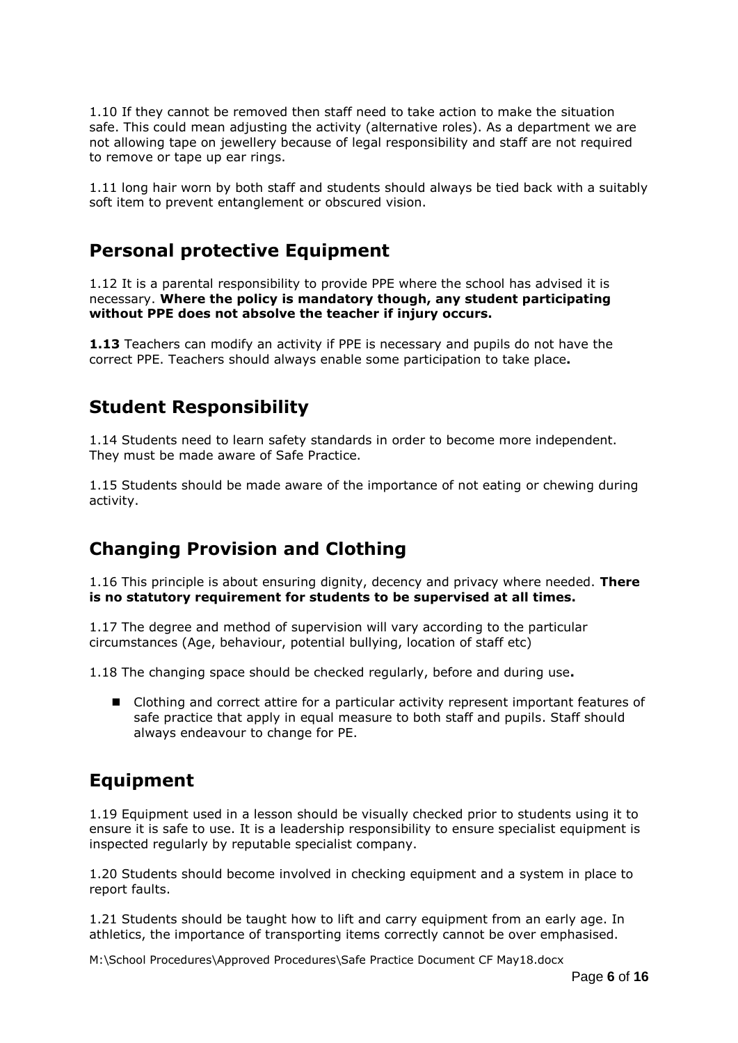1.10 If they cannot be removed then staff need to take action to make the situation safe. This could mean adjusting the activity (alternative roles). As a department we are not allowing tape on jewellery because of legal responsibility and staff are not required to remove or tape up ear rings.

1.11 long hair worn by both staff and students should always be tied back with a suitably soft item to prevent entanglement or obscured vision.

## Personal protective Equipment

1.12 It is a parental responsibility to provide PPE where the school has advised it is necessary. **Where the policy is mandatory though, any student participating without PPE does not absolve the teacher if injury occurs.**

**1.13** Teachers can modify an activity if PPE is necessary and pupils do not have the correct PPE. Teachers should always enable some participation to take place**.**

## Student Responsibility

1.14 Students need to learn safety standards in order to become more independent. They must be made aware of Safe Practice.

1.15 Students should be made aware of the importance of not eating or chewing during activity.

## Changing Provision and Clothing

1.16 This principle is about ensuring dignity, decency and privacy where needed. **There is no statutory requirement for students to be supervised at all times.**

1.17 The degree and method of supervision will vary according to the particular circumstances (Age, behaviour, potential bullying, location of staff etc)

1.18 The changing space should be checked regularly, before and during use**.**

- Clothing and correct attire for a particular activity represent important features of safe practice that apply in equal measure to both staff and pupils. Staff should always endeavour to change for PE.

## Equipment

1.19 Equipment used in a lesson should be visually checked prior to students using it to ensure it is safe to use. It is a leadership responsibility to ensure specialist equipment is inspected regularly by reputable specialist company.

1.20 Students should become involved in checking equipment and a system in place to report faults.

1.21 Students should be taught how to lift and carry equipment from an early age. In athletics, the importance of transporting items correctly cannot be over emphasised.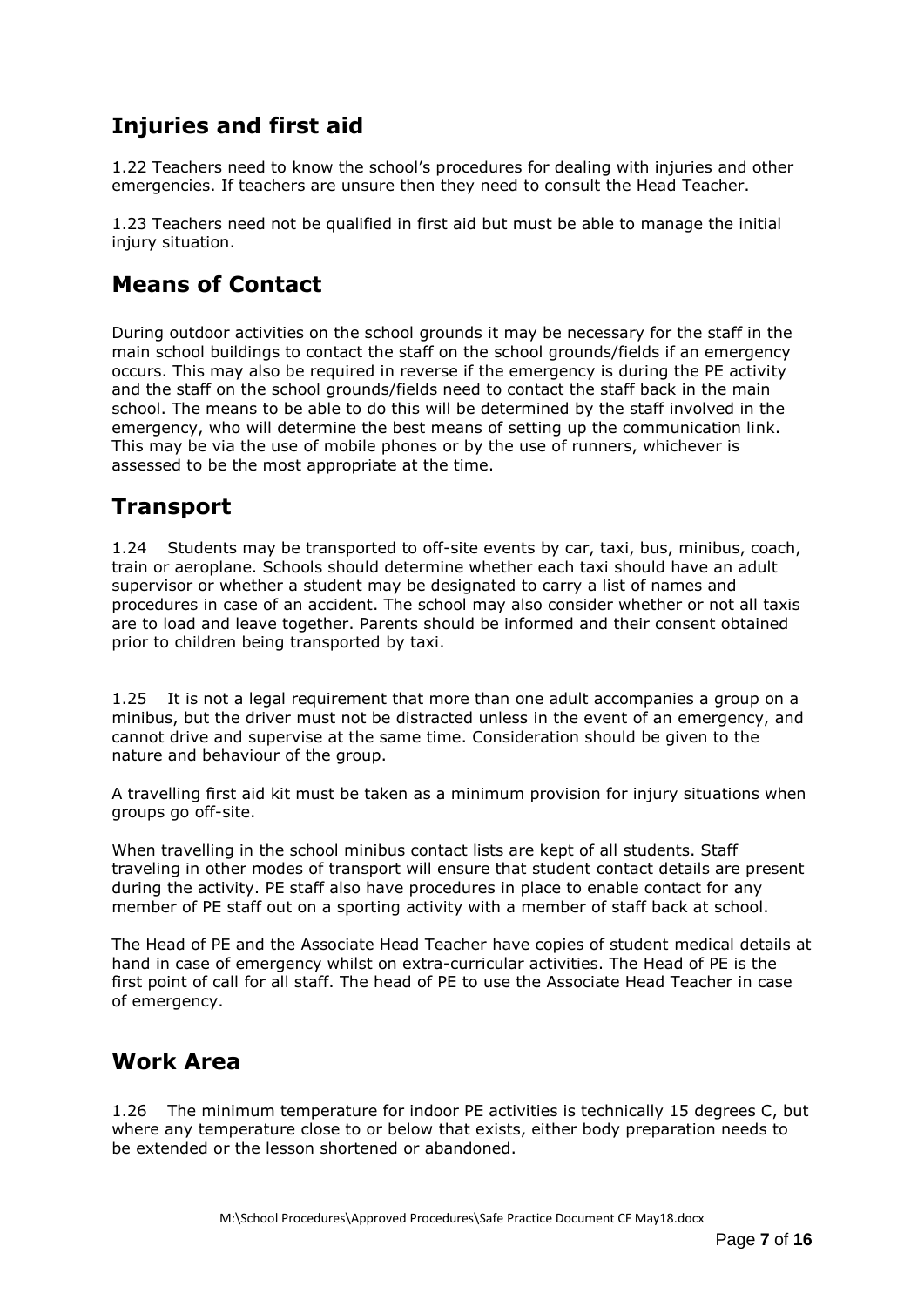## Injuries and first aid

1.22 Teachers need to know the school's procedures for dealing with injuries and other emergencies. If teachers are unsure then they need to consult the Head Teacher.

1.23 Teachers need not be qualified in first aid but must be able to manage the initial injury situation.

## Means of Contact

During outdoor activities on the school grounds it may be necessary for the staff in the main school buildings to contact the staff on the school grounds/fields if an emergency occurs. This may also be required in reverse if the emergency is during the PE activity and the staff on the school grounds/fields need to contact the staff back in the main school. The means to be able to do this will be determined by the staff involved in the emergency, who will determine the best means of setting up the communication link. This may be via the use of mobile phones or by the use of runners, whichever is assessed to be the most appropriate at the time.

## Transport

1.24 Students may be transported to off-site events by car, taxi, bus, minibus, coach, train or aeroplane. Schools should determine whether each taxi should have an adult supervisor or whether a student may be designated to carry a list of names and procedures in case of an accident. The school may also consider whether or not all taxis are to load and leave together. Parents should be informed and their consent obtained prior to children being transported by taxi.

1.25 It is not a legal requirement that more than one adult accompanies a group on a minibus, but the driver must not be distracted unless in the event of an emergency, and cannot drive and supervise at the same time. Consideration should be given to the nature and behaviour of the group.

A travelling first aid kit must be taken as a minimum provision for injury situations when groups go off-site.

When travelling in the school minibus contact lists are kept of all students. Staff traveling in other modes of transport will ensure that student contact details are present during the activity. PE staff also have procedures in place to enable contact for any member of PE staff out on a sporting activity with a member of staff back at school.

The Head of PE and the Associate Head Teacher have copies of student medical details at hand in case of emergency whilst on extra-curricular activities. The Head of PE is the first point of call for all staff. The head of PE to use the Associate Head Teacher in case of emergency.

## Work Area

1.26 The minimum temperature for indoor PE activities is technically 15 degrees C, but where any temperature close to or below that exists, either body preparation needs to be extended or the lesson shortened or abandoned.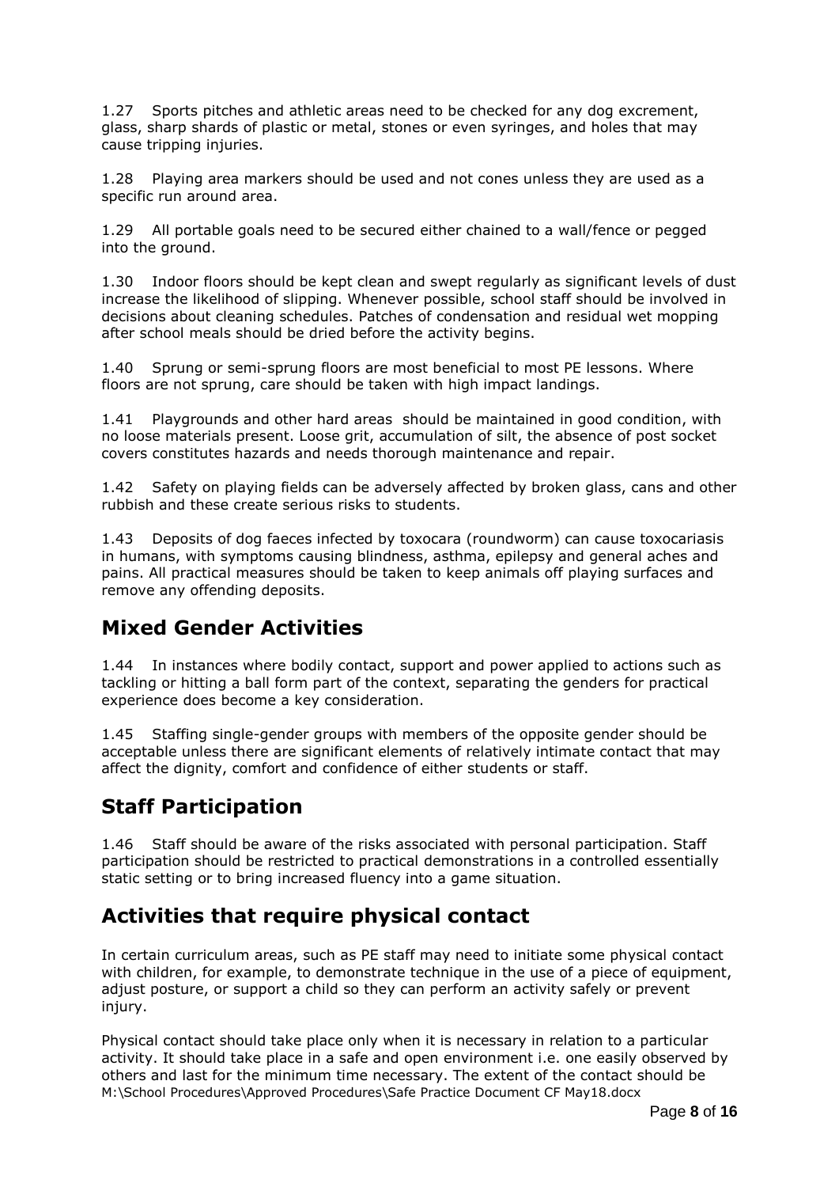1.27 Sports pitches and athletic areas need to be checked for any dog excrement, glass, sharp shards of plastic or metal, stones or even syringes, and holes that may cause tripping injuries.

1.28 Playing area markers should be used and not cones unless they are used as a specific run around area.

1.29 All portable goals need to be secured either chained to a wall/fence or pegged into the ground.

1.30 Indoor floors should be kept clean and swept regularly as significant levels of dust increase the likelihood of slipping. Whenever possible, school staff should be involved in decisions about cleaning schedules. Patches of condensation and residual wet mopping after school meals should be dried before the activity begins.

1.40 Sprung or semi-sprung floors are most beneficial to most PE lessons. Where floors are not sprung, care should be taken with high impact landings.

1.41 Playgrounds and other hard areas should be maintained in good condition, with no loose materials present. Loose grit, accumulation of silt, the absence of post socket covers constitutes hazards and needs thorough maintenance and repair.

1.42 Safety on playing fields can be adversely affected by broken glass, cans and other rubbish and these create serious risks to students.

1.43 Deposits of dog faeces infected by toxocara (roundworm) can cause toxocariasis in humans, with symptoms causing blindness, asthma, epilepsy and general aches and pains. All practical measures should be taken to keep animals off playing surfaces and remove any offending deposits.

## Mixed Gender Activities

1.44 In instances where bodily contact, support and power applied to actions such as tackling or hitting a ball form part of the context, separating the genders for practical experience does become a key consideration.

1.45 Staffing single-gender groups with members of the opposite gender should be acceptable unless there are significant elements of relatively intimate contact that may affect the dignity, comfort and confidence of either students or staff.

## Staff Participation

1.46 Staff should be aware of the risks associated with personal participation. Staff participation should be restricted to practical demonstrations in a controlled essentially static setting or to bring increased fluency into a game situation.

## Activities that require physical contact

In certain curriculum areas, such as PE staff may need to initiate some physical contact with children, for example, to demonstrate technique in the use of a piece of equipment, adjust posture, or support a child so they can perform an activity safely or prevent injury.

Physical contact should take place only when it is necessary in relation to a particular activity. It should take place in a safe and open environment i.e. one easily observed by others and last for the minimum time necessary. The extent of the contact should be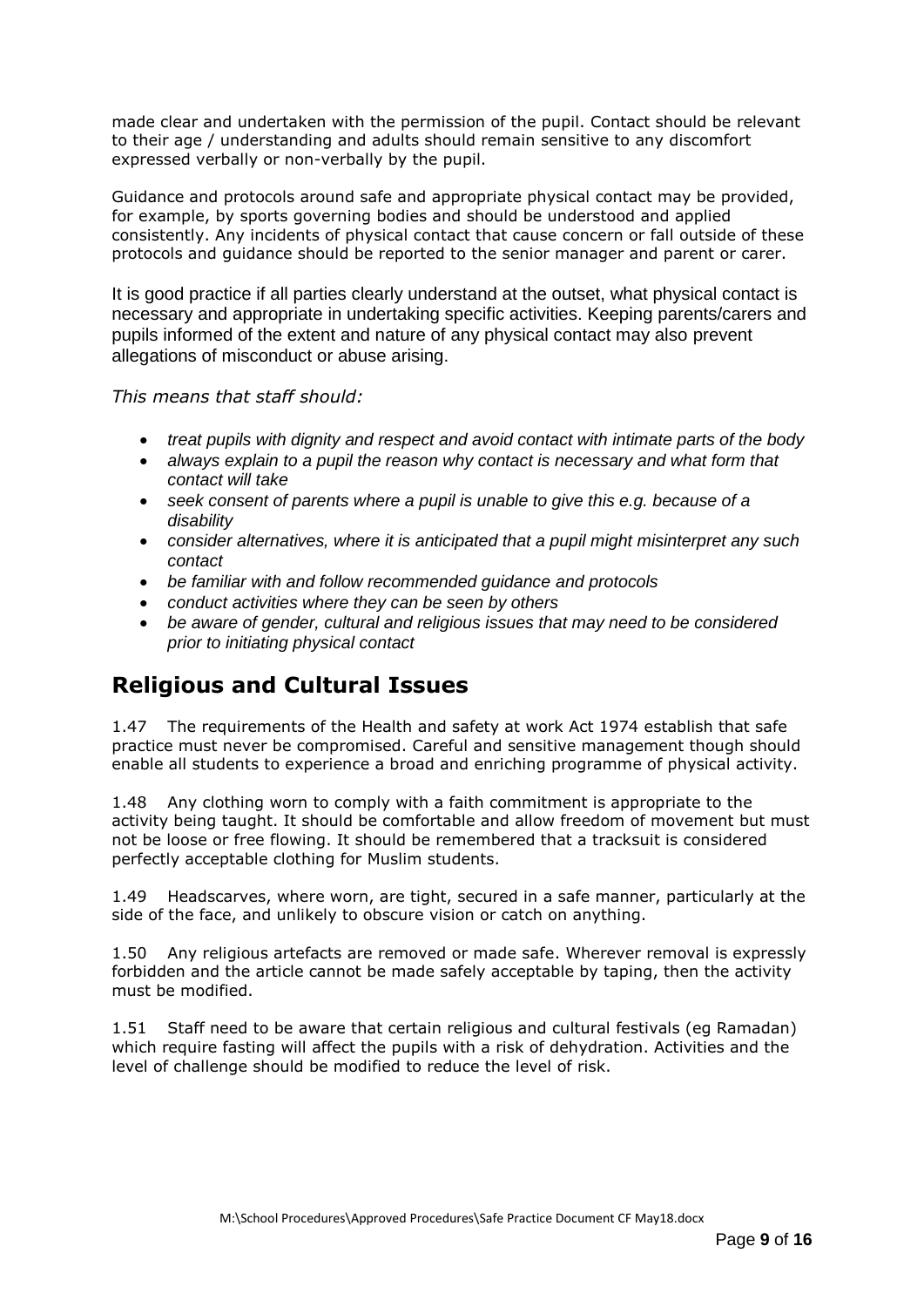made clear and undertaken with the permission of the pupil. Contact should be relevant to their age / understanding and adults should remain sensitive to any discomfort expressed verbally or non-verbally by the pupil.

Guidance and protocols around safe and appropriate physical contact may be provided, for example, by sports governing bodies and should be understood and applied consistently. Any incidents of physical contact that cause concern or fall outside of these protocols and guidance should be reported to the senior manager and parent or carer.

It is good practice if all parties clearly understand at the outset, what physical contact is necessary and appropriate in undertaking specific activities. Keeping parents/carers and pupils informed of the extent and nature of any physical contact may also prevent allegations of misconduct or abuse arising.

*This means that staff should:*

- *treat pupils with dignity and respect and avoid contact with intimate parts of the body*
- *always explain to a pupil the reason why contact is necessary and what form that contact will take*
- *seek consent of parents where a pupil is unable to give this e.g. because of a disability*
- *consider alternatives, where it is anticipated that a pupil might misinterpret any such contact*
- *be familiar with and follow recommended guidance and protocols*
- *conduct activities where they can be seen by others*
- *be aware of gender, cultural and religious issues that may need to be considered prior to initiating physical contact*

## Religious and Cultural Issues

1.47 The requirements of the Health and safety at work Act 1974 establish that safe practice must never be compromised. Careful and sensitive management though should enable all students to experience a broad and enriching programme of physical activity.

1.48 Any clothing worn to comply with a faith commitment is appropriate to the activity being taught. It should be comfortable and allow freedom of movement but must not be loose or free flowing. It should be remembered that a tracksuit is considered perfectly acceptable clothing for Muslim students.

1.49 Headscarves, where worn, are tight, secured in a safe manner, particularly at the side of the face, and unlikely to obscure vision or catch on anything.

1.50 Any religious artefacts are removed or made safe. Wherever removal is expressly forbidden and the article cannot be made safely acceptable by taping, then the activity must be modified.

1.51 Staff need to be aware that certain religious and cultural festivals (eg Ramadan) which require fasting will affect the pupils with a risk of dehydration. Activities and the level of challenge should be modified to reduce the level of risk.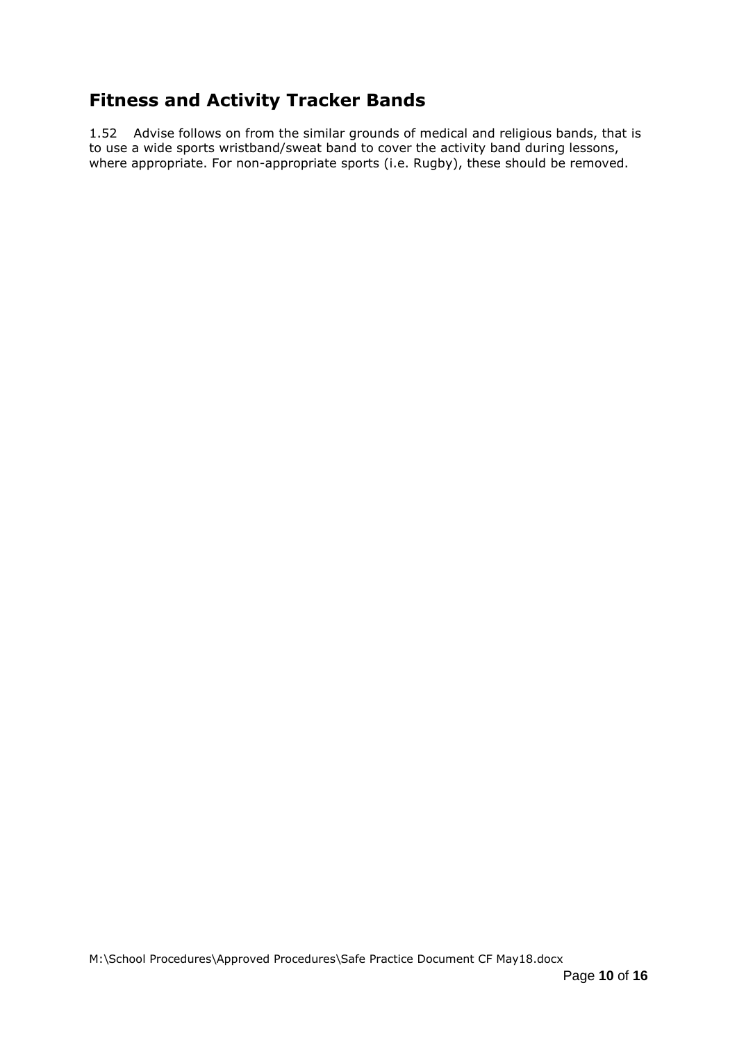## Fitness and Activity Tracker Bands

1.52 Advise follows on from the similar grounds of medical and religious bands, that is to use a wide sports wristband/sweat band to cover the activity band during lessons, where appropriate. For non-appropriate sports (i.e. Rugby), these should be removed.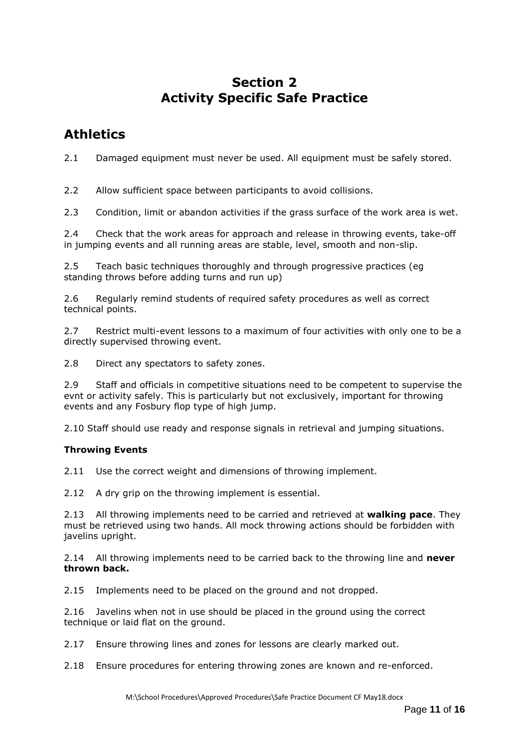# Section 2
# Activity Specific Safe Practice

## Athletics

2.1 Damaged equipment must never be used. All equipment must be safely stored.

2.2 Allow sufficient space between participants to avoid collisions.

2.3 Condition, limit or abandon activities if the grass surface of the work area is wet.

2.4 Check that the work areas for approach and release in throwing events, take-off in jumping events and all running areas are stable, level, smooth and non-slip.

2.5 Teach basic techniques thoroughly and through progressive practices (eg standing throws before adding turns and run up)

2.6 Regularly remind students of required safety procedures as well as correct technical points.

2.7 Restrict multi-event lessons to a maximum of four activities with only one to be a directly supervised throwing event.

2.8 Direct any spectators to safety zones.

2.9 Staff and officials in competitive situations need to be competent to supervise the evnt or activity safely. This is particularly but not exclusively, important for throwing events and any Fosbury flop type of high jump.

2.10 Staff should use ready and response signals in retrieval and jumping situations.

**Throwing Events**

2.11 Use the correct weight and dimensions of throwing implement.

2.12 A dry grip on the throwing implement is essential.

2.13 All throwing implements need to be carried and retrieved at **walking pace**. They must be retrieved using two hands. All mock throwing actions should be forbidden with javelins upright.

2.14 All throwing implements need to be carried back to the throwing line and **never thrown back.**

2.15 Implements need to be placed on the ground and not dropped.

2.16 Javelins when not in use should be placed in the ground using the correct technique or laid flat on the ground.

2.17 Ensure throwing lines and zones for lessons are clearly marked out.

2.18 Ensure procedures for entering throwing zones are known and re-enforced.

M:\School Procedures\Approved Procedures\Safe Practice Document CF May18.docx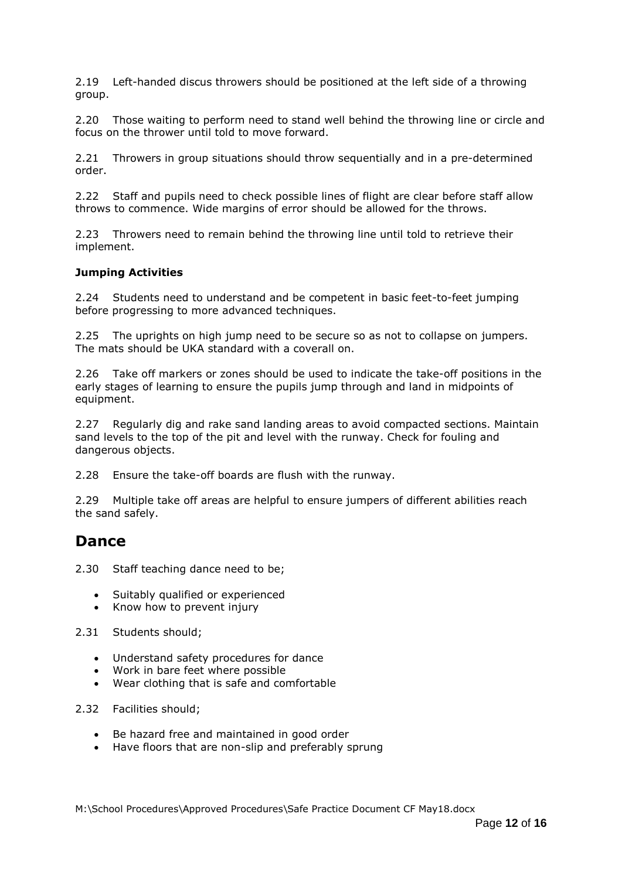2.19 Left-handed discus throwers should be positioned at the left side of a throwing group.

2.20 Those waiting to perform need to stand well behind the throwing line or circle and focus on the thrower until told to move forward.

2.21 Throwers in group situations should throw sequentially and in a pre-determined order.

2.22 Staff and pupils need to check possible lines of flight are clear before staff allow throws to commence. Wide margins of error should be allowed for the throws.

2.23 Throwers need to remain behind the throwing line until told to retrieve their implement.

**Jumping Activities**

2.24 Students need to understand and be competent in basic feet-to-feet jumping before progressing to more advanced techniques.

2.25 The uprights on high jump need to be secure so as not to collapse on jumpers. The mats should be UKA standard with a coverall on.

2.26 Take off markers or zones should be used to indicate the take-off positions in the early stages of learning to ensure the pupils jump through and land in midpoints of equipment.

2.27 Regularly dig and rake sand landing areas to avoid compacted sections. Maintain sand levels to the top of the pit and level with the runway. Check for fouling and dangerous objects.

2.28 Ensure the take-off boards are flush with the runway.

2.29 Multiple take off areas are helpful to ensure jumpers of different abilities reach the sand safely.

## Dance

2.30 Staff teaching dance need to be;

- Suitably qualified or experienced
- Know how to prevent injury

2.31 Students should;

- Understand safety procedures for dance
- Work in bare feet where possible
- Wear clothing that is safe and comfortable

2.32 Facilities should;

- Be hazard free and maintained in good order
- Have floors that are non-slip and preferably sprung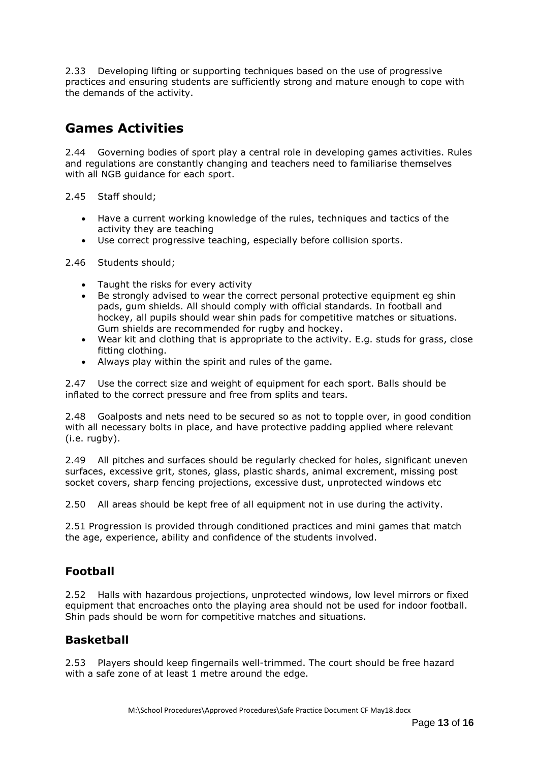2.33 Developing lifting or supporting techniques based on the use of progressive practices and ensuring students are sufficiently strong and mature enough to cope with the demands of the activity.

## Games Activities

2.44 Governing bodies of sport play a central role in developing games activities. Rules and regulations are constantly changing and teachers need to familiarise themselves with all NGB guidance for each sport.

2.45 Staff should;

- Have a current working knowledge of the rules, techniques and tactics of the activity they are teaching
- Use correct progressive teaching, especially before collision sports.

2.46 Students should;

- Taught the risks for every activity
- Be strongly advised to wear the correct personal protective equipment eg shin pads, gum shields. All should comply with official standards. In football and hockey, all pupils should wear shin pads for competitive matches or situations. Gum shields are recommended for rugby and hockey.
- Wear kit and clothing that is appropriate to the activity. E.g. studs for grass, close fitting clothing.
- Always play within the spirit and rules of the game.

2.47 Use the correct size and weight of equipment for each sport. Balls should be inflated to the correct pressure and free from splits and tears.

2.48 Goalposts and nets need to be secured so as not to topple over, in good condition with all necessary bolts in place, and have protective padding applied where relevant (i.e. rugby).

2.49 All pitches and surfaces should be regularly checked for holes, significant uneven surfaces, excessive grit, stones, glass, plastic shards, animal excrement, missing post socket covers, sharp fencing projections, excessive dust, unprotected windows etc

2.50 All areas should be kept free of all equipment not in use during the activity.

2.51 Progression is provided through conditioned practices and mini games that match the age, experience, ability and confidence of the students involved.

### Football

2.52 Halls with hazardous projections, unprotected windows, low level mirrors or fixed equipment that encroaches onto the playing area should not be used for indoor football. Shin pads should be worn for competitive matches and situations.

### Basketball

2.53 Players should keep fingernails well-trimmed. The court should be free hazard with a safe zone of at least 1 metre around the edge.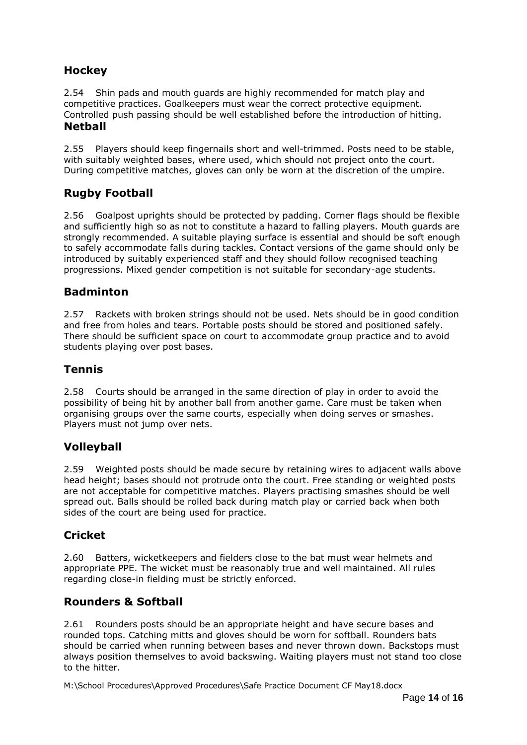## Hockey

2.54 Shin pads and mouth guards are highly recommended for match play and competitive practices. Goalkeepers must wear the correct protective equipment. Controlled push passing should be well established before the introduction of hitting.

## Netball

2.55 Players should keep fingernails short and well-trimmed. Posts need to be stable, with suitably weighted bases, where used, which should not project onto the court. During competitive matches, gloves can only be worn at the discretion of the umpire.

## Rugby Football

2.56 Goalpost uprights should be protected by padding. Corner flags should be flexible and sufficiently high so as not to constitute a hazard to falling players. Mouth guards are strongly recommended. A suitable playing surface is essential and should be soft enough to safely accommodate falls during tackles. Contact versions of the game should only be introduced by suitably experienced staff and they should follow recognised teaching progressions. Mixed gender competition is not suitable for secondary-age students.

## Badminton

2.57 Rackets with broken strings should not be used. Nets should be in good condition and free from holes and tears. Portable posts should be stored and positioned safely. There should be sufficient space on court to accommodate group practice and to avoid students playing over post bases.

## Tennis

2.58 Courts should be arranged in the same direction of play in order to avoid the possibility of being hit by another ball from another game. Care must be taken when organising groups over the same courts, especially when doing serves or smashes. Players must not jump over nets.

## Volleyball

2.59 Weighted posts should be made secure by retaining wires to adjacent walls above head height; bases should not protrude onto the court. Free standing or weighted posts are not acceptable for competitive matches. Players practising smashes should be well spread out. Balls should be rolled back during match play or carried back when both sides of the court are being used for practice.

## Cricket

2.60 Batters, wicketkeepers and fielders close to the bat must wear helmets and appropriate PPE. The wicket must be reasonably true and well maintained. All rules regarding close-in fielding must be strictly enforced.

## Rounders & Softball

2.61 Rounders posts should be an appropriate height and have secure bases and rounded tops. Catching mitts and gloves should be worn for softball. Rounders bats should be carried when running between bases and never thrown down. Backstops must always position themselves to avoid backswing. Waiting players must not stand too close to the hitter.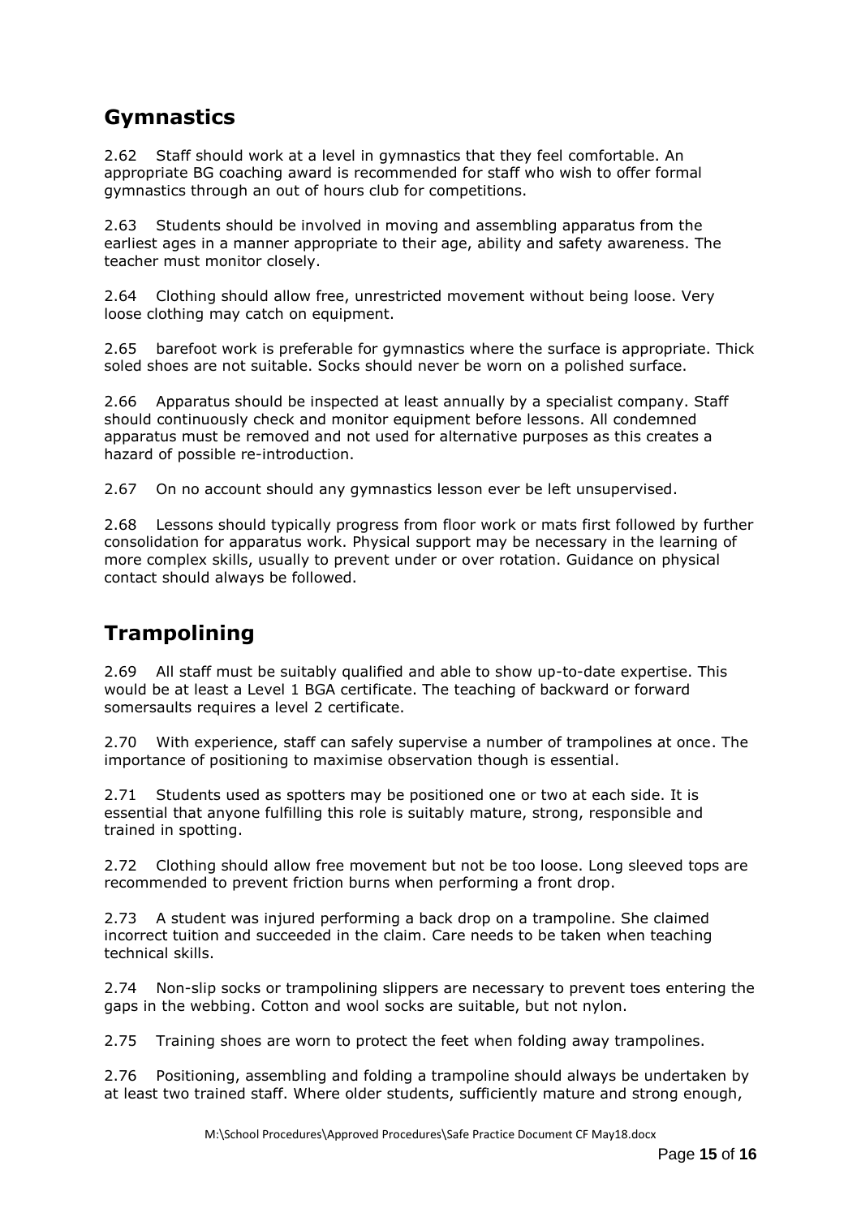## Gymnastics

2.62 Staff should work at a level in gymnastics that they feel comfortable. An appropriate BG coaching award is recommended for staff who wish to offer formal gymnastics through an out of hours club for competitions.

2.63 Students should be involved in moving and assembling apparatus from the earliest ages in a manner appropriate to their age, ability and safety awareness. The teacher must monitor closely.

2.64 Clothing should allow free, unrestricted movement without being loose. Very loose clothing may catch on equipment.

2.65 barefoot work is preferable for gymnastics where the surface is appropriate. Thick soled shoes are not suitable. Socks should never be worn on a polished surface.

2.66 Apparatus should be inspected at least annually by a specialist company. Staff should continuously check and monitor equipment before lessons. All condemned apparatus must be removed and not used for alternative purposes as this creates a hazard of possible re-introduction.

2.67 On no account should any gymnastics lesson ever be left unsupervised.

2.68 Lessons should typically progress from floor work or mats first followed by further consolidation for apparatus work. Physical support may be necessary in the learning of more complex skills, usually to prevent under or over rotation. Guidance on physical contact should always be followed.

## Trampolining

2.69 All staff must be suitably qualified and able to show up-to-date expertise. This would be at least a Level 1 BGA certificate. The teaching of backward or forward somersaults requires a level 2 certificate.

2.70 With experience, staff can safely supervise a number of trampolines at once. The importance of positioning to maximise observation though is essential.

2.71 Students used as spotters may be positioned one or two at each side. It is essential that anyone fulfilling this role is suitably mature, strong, responsible and trained in spotting.

2.72 Clothing should allow free movement but not be too loose. Long sleeved tops are recommended to prevent friction burns when performing a front drop.

2.73 A student was injured performing a back drop on a trampoline. She claimed incorrect tuition and succeeded in the claim. Care needs to be taken when teaching technical skills.

2.74 Non-slip socks or trampolining slippers are necessary to prevent toes entering the gaps in the webbing. Cotton and wool socks are suitable, but not nylon.

2.75 Training shoes are worn to protect the feet when folding away trampolines.

2.76 Positioning, assembling and folding a trampoline should always be undertaken by at least two trained staff. Where older students, sufficiently mature and strong enough,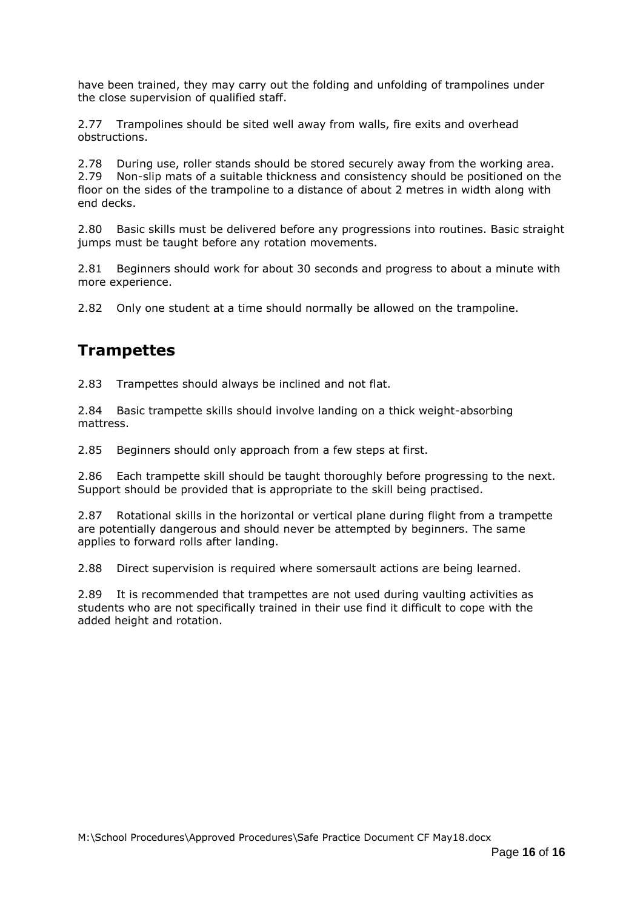have been trained, they may carry out the folding and unfolding of trampolines under the close supervision of qualified staff.

2.77 Trampolines should be sited well away from walls, fire exits and overhead obstructions.

2.78 During use, roller stands should be stored securely away from the working area.

2.79 Non-slip mats of a suitable thickness and consistency should be positioned on the floor on the sides of the trampoline to a distance of about 2 metres in width along with end decks.

2.80 Basic skills must be delivered before any progressions into routines. Basic straight jumps must be taught before any rotation movements.

2.81 Beginners should work for about 30 seconds and progress to about a minute with more experience.

2.82 Only one student at a time should normally be allowed on the trampoline.

## Trampettes

2.83 Trampettes should always be inclined and not flat.

2.84 Basic trampette skills should involve landing on a thick weight-absorbing mattress.

2.85 Beginners should only approach from a few steps at first.

2.86 Each trampette skill should be taught thoroughly before progressing to the next. Support should be provided that is appropriate to the skill being practised.

2.87 Rotational skills in the horizontal or vertical plane during flight from a trampette are potentially dangerous and should never be attempted by beginners. The same applies to forward rolls after landing.

2.88 Direct supervision is required where somersault actions are being learned.

2.89 It is recommended that trampettes are not used during vaulting activities as students who are not specifically trained in their use find it difficult to cope with the added height and rotation.